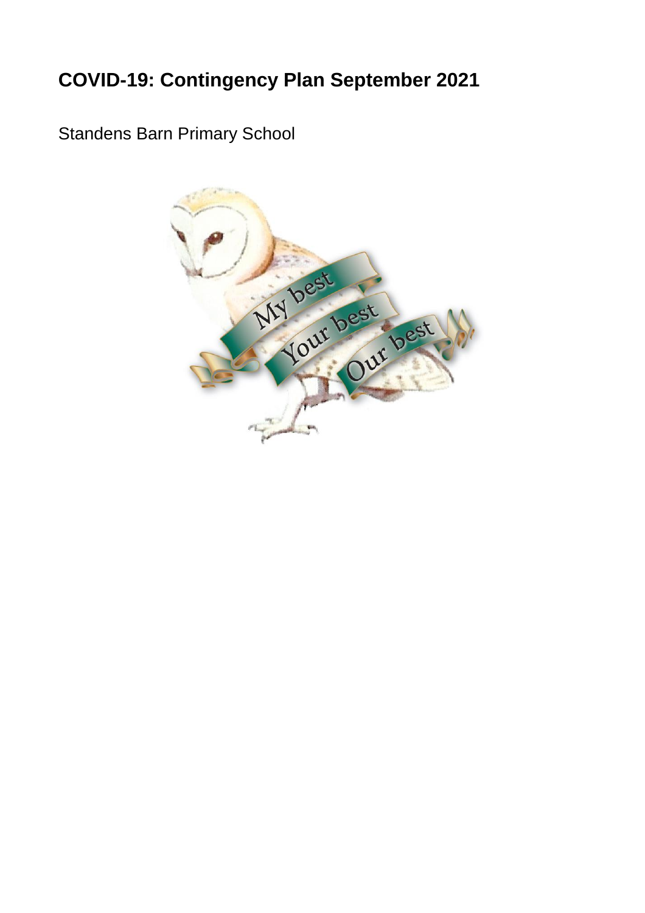# COVID-19: Contingency Plan September 2021

Standens Barn Primary School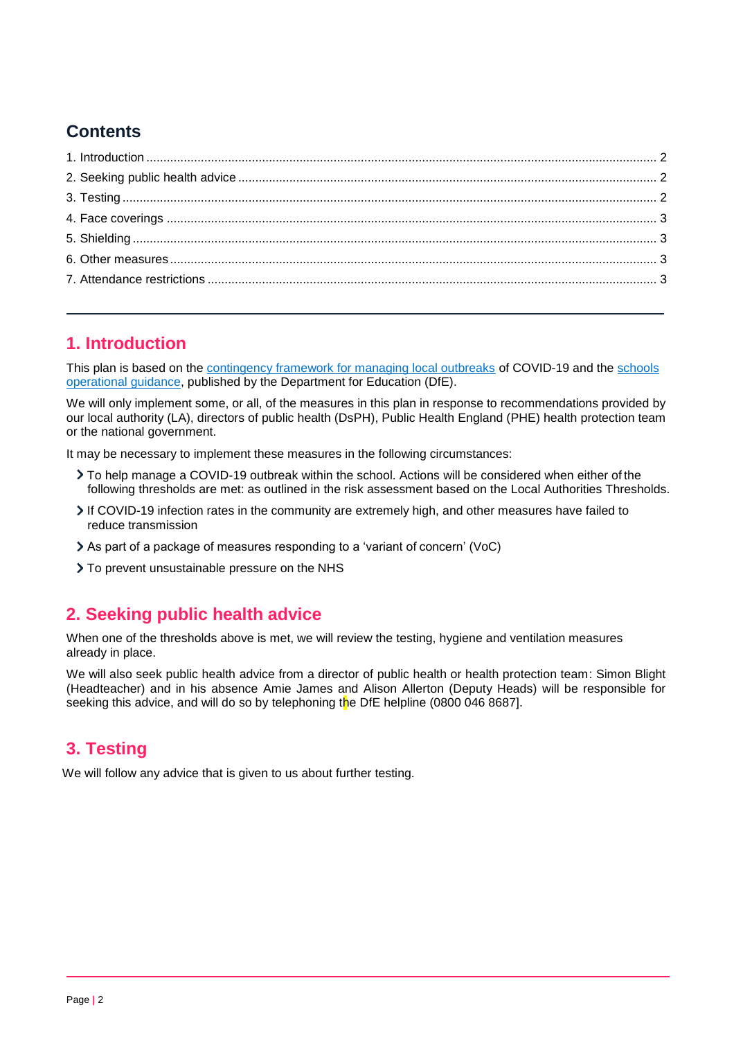## Contents

1. Introduction ........................................................................ 2
2. Seeking public health advice ........................................................ 2
3. Testing ............................................................................. 2
4. Face coverings ...................................................................... 3
5. Shielding ........................................................................... 3
6. Other measures ...................................................................... 3
7. Attendance restrictions ............................................................. 3

## 1. Introduction

This plan is based on the contingency framework for managing local outbreaks of COVID-19 and the schools operational guidance, published by the Department for Education (DfE).

We will only implement some, or all, of the measures in this plan in response to recommendations provided by our local authority (LA), directors of public health (DsPH), Public Health England (PHE) health protection team or the national government.

It may be necessary to implement these measures in the following circumstances:

- To help manage a COVID-19 outbreak within the school. Actions will be considered when either of the following thresholds are met: as outlined in the risk assessment based on the Local Authorities Thresholds.
- If COVID-19 infection rates in the community are extremely high, and other measures have failed to reduce transmission
- As part of a package of measures responding to a 'variant of concern' (VoC)
- To prevent unsustainable pressure on the NHS

## 2. Seeking public health advice

When one of the thresholds above is met, we will review the testing, hygiene and ventilation measures already in place.

We will also seek public health advice from a director of public health or health protection team: Simon Blight (Headteacher) and in his absence Amie James and Alison Allerton (Deputy Heads) will be responsible for seeking this advice, and will do so by telephoning the DfE helpline (0800 046 8687].

## 3. Testing

We will follow any advice that is given to us about further testing.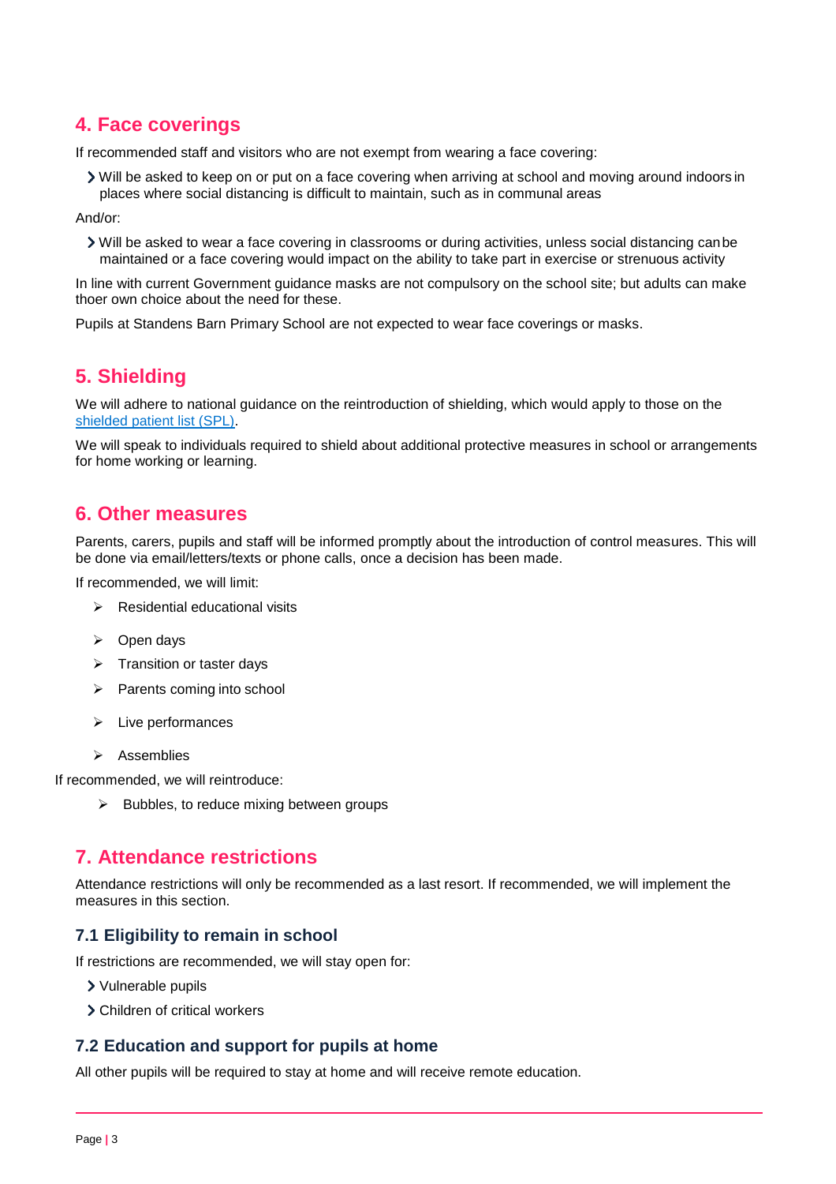## 4. Face coverings

If recommended staff and visitors who are not exempt from wearing a face covering:

- Will be asked to keep on or put on a face covering when arriving at school and moving around indoors in places where social distancing is difficult to maintain, such as in communal areas

And/or:

- Will be asked to wear a face covering in classrooms or during activities, unless social distancing can be maintained or a face covering would impact on the ability to take part in exercise or strenuous activity

In line with current Government guidance masks are not compulsory on the school site; but adults can make thoer own choice about the need for these.

Pupils at Standens Barn Primary School are not expected to wear face coverings or masks.

## 5. Shielding

We will adhere to national guidance on the reintroduction of shielding, which would apply to those on the shielded patient list (SPL).

We will speak to individuals required to shield about additional protective measures in school or arrangements for home working or learning.

## 6. Other measures

Parents, carers, pupils and staff will be informed promptly about the introduction of control measures. This will be done via email/letters/texts or phone calls, once a decision has been made.

If recommended, we will limit:

- Residential educational visits
- Open days
- Transition or taster days
- Parents coming into school
- Live performances
- Assemblies

If recommended, we will reintroduce:

- Bubbles, to reduce mixing between groups

## 7. Attendance restrictions

Attendance restrictions will only be recommended as a last resort. If recommended, we will implement the measures in this section.

### 7.1 Eligibility to remain in school

If restrictions are recommended, we will stay open for:

- Vulnerable pupils
- Children of critical workers

### 7.2 Education and support for pupils at home

All other pupils will be required to stay at home and will receive remote education.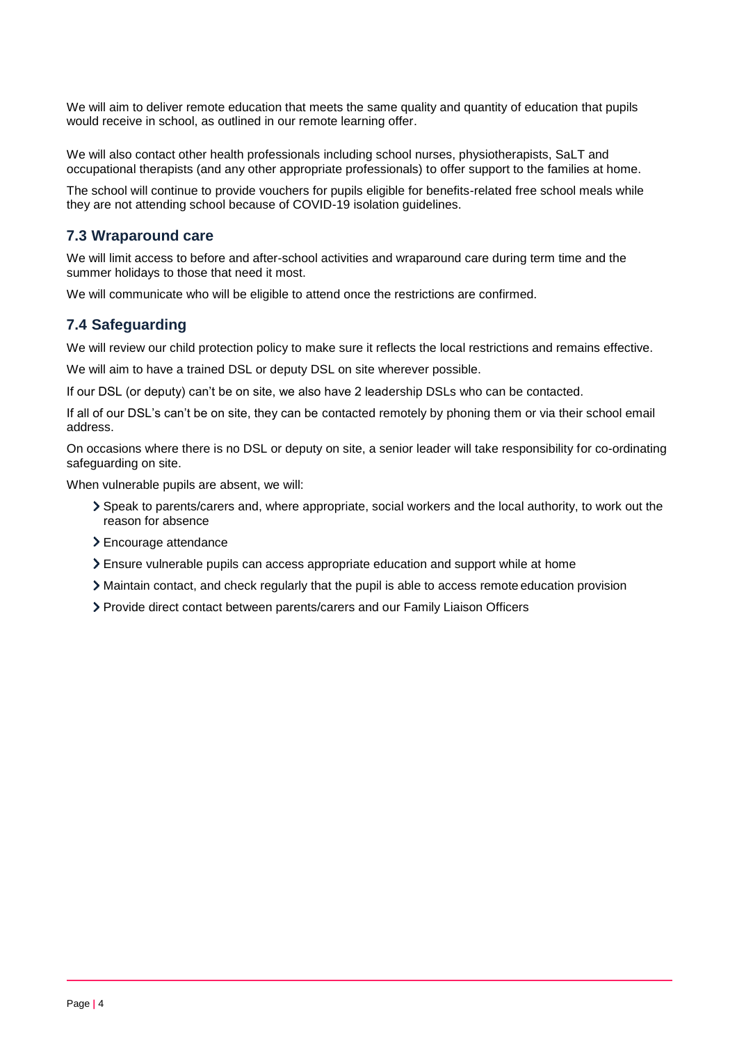We will aim to deliver remote education that meets the same quality and quantity of education that pupils would receive in school, as outlined in our remote learning offer.

We will also contact other health professionals including school nurses, physiotherapists, SaLT and occupational therapists (and any other appropriate professionals) to offer support to the families at home.

The school will continue to provide vouchers for pupils eligible for benefits-related free school meals while they are not attending school because of COVID-19 isolation guidelines.

### 7.3 Wraparound care

We will limit access to before and after-school activities and wraparound care during term time and the summer holidays to those that need it most.

We will communicate who will be eligible to attend once the restrictions are confirmed.

### 7.4 Safeguarding

We will review our child protection policy to make sure it reflects the local restrictions and remains effective.

We will aim to have a trained DSL or deputy DSL on site wherever possible.

If our DSL (or deputy) can't be on site, we also have 2 leadership DSLs who can be contacted.

If all of our DSL's can't be on site, they can be contacted remotely by phoning them or via their school email address.

On occasions where there is no DSL or deputy on site, a senior leader will take responsibility for co-ordinating safeguarding on site.

When vulnerable pupils are absent, we will:

- Speak to parents/carers and, where appropriate, social workers and the local authority, to work out the reason for absence
- Encourage attendance
- Ensure vulnerable pupils can access appropriate education and support while at home
- Maintain contact, and check regularly that the pupil is able to access remote education provision
- Provide direct contact between parents/carers and our Family Liaison Officers